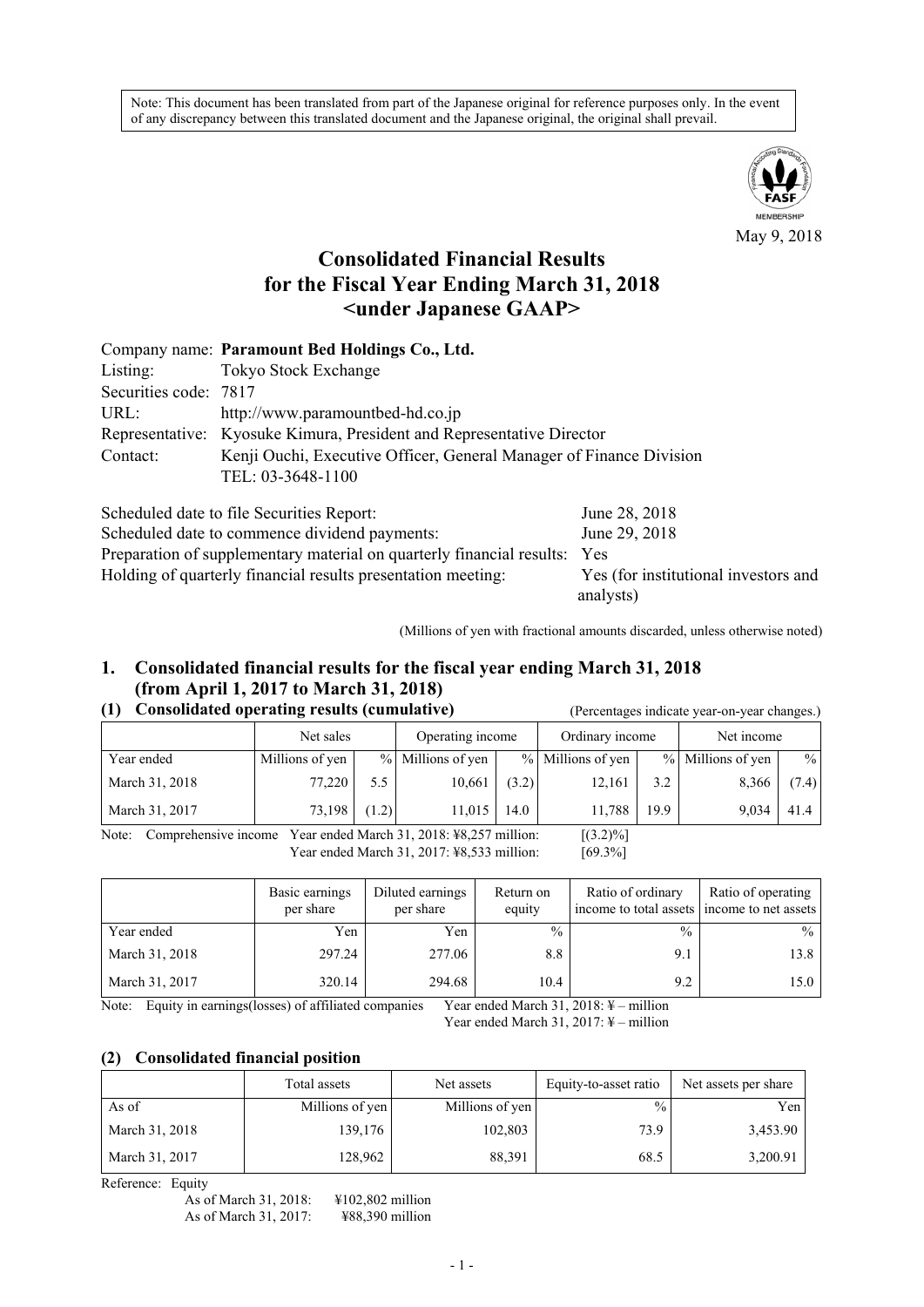Note: This document has been translated from part of the Japanese original for reference purposes only. In the event of any discrepancy between this translated document and the Japanese original, the original shall prevail.

May 9, 2018

# Consolidated Financial Results for the Fiscal Year Ending March 31, 2018 <under Japanese GAAP>

Company name: **Paramount Bed Holdings Co., Ltd.**
Listing: Tokyo Stock Exchange
Securities code: 7817
URL: http://www.paramountbed-hd.co.jp
Representative: Kyosuke Kimura, President and Representative Director
Contact: Kenji Ouchi, Executive Officer, General Manager of Finance Division
TEL: 03-3648-1100

Scheduled date to file Securities Report: June 28, 2018
Scheduled date to commence dividend payments: June 29, 2018
Preparation of supplementary material on quarterly financial results: Yes
Holding of quarterly financial results presentation meeting: Yes (for institutional investors and analysts)

(Millions of yen with fractional amounts discarded, unless otherwise noted)

## 1. Consolidated financial results for the fiscal year ending March 31, 2018 (from April 1, 2017 to March 31, 2018)

### (1) Consolidated operating results (cumulative)

(Percentages indicate year-on-year changes.)

| | Net sales | | Operating income | | Ordinary income | | Net income | |
|---|---|---|---|---|---|---|---|---|
| Year ended | Millions of yen | % | Millions of yen | % | Millions of yen | % | Millions of yen | % |
| March 31, 2018 | 77,220 | 5.5 | 10,661 | (3.2) | 12,161 | 3.2 | 8,366 | (7.4) |
| March 31, 2017 | 73,198 | (1.2) | 11,015 | 14.0 | 11,788 | 19.9 | 9,034 | 41.4 |

Note: Comprehensive income Year ended March 31, 2018: ¥8,257 million: [(3.2)%]
Year ended March 31, 2017: ¥8,533 million: [69.3%]

| | Basic earnings per share | Diluted earnings per share | Return on equity | Ratio of ordinary income to total assets | Ratio of operating income to net assets |
|---|---|---|---|---|---|
| Year ended | Yen | Yen | % | % | % |
| March 31, 2018 | 297.24 | 277.06 | 8.8 | 9.1 | 13.8 |
| March 31, 2017 | 320.14 | 294.68 | 10.4 | 9.2 | 15.0 |

Note: Equity in earnings(losses) of affiliated companies Year ended March 31, 2018: ¥ – million
Year ended March 31, 2017: ¥ – million

### (2) Consolidated financial position

| | Total assets | Net assets | Equity-to-asset ratio | Net assets per share |
|---|---|---|---|---|
| As of | Millions of yen | Millions of yen | % | Yen |
| March 31, 2018 | 139,176 | 102,803 | 73.9 | 3,453.90 |
| March 31, 2017 | 128,962 | 88,391 | 68.5 | 3,200.91 |

Reference: Equity
As of March 31, 2018: ¥102,802 million
As of March 31, 2017: ¥88,390 million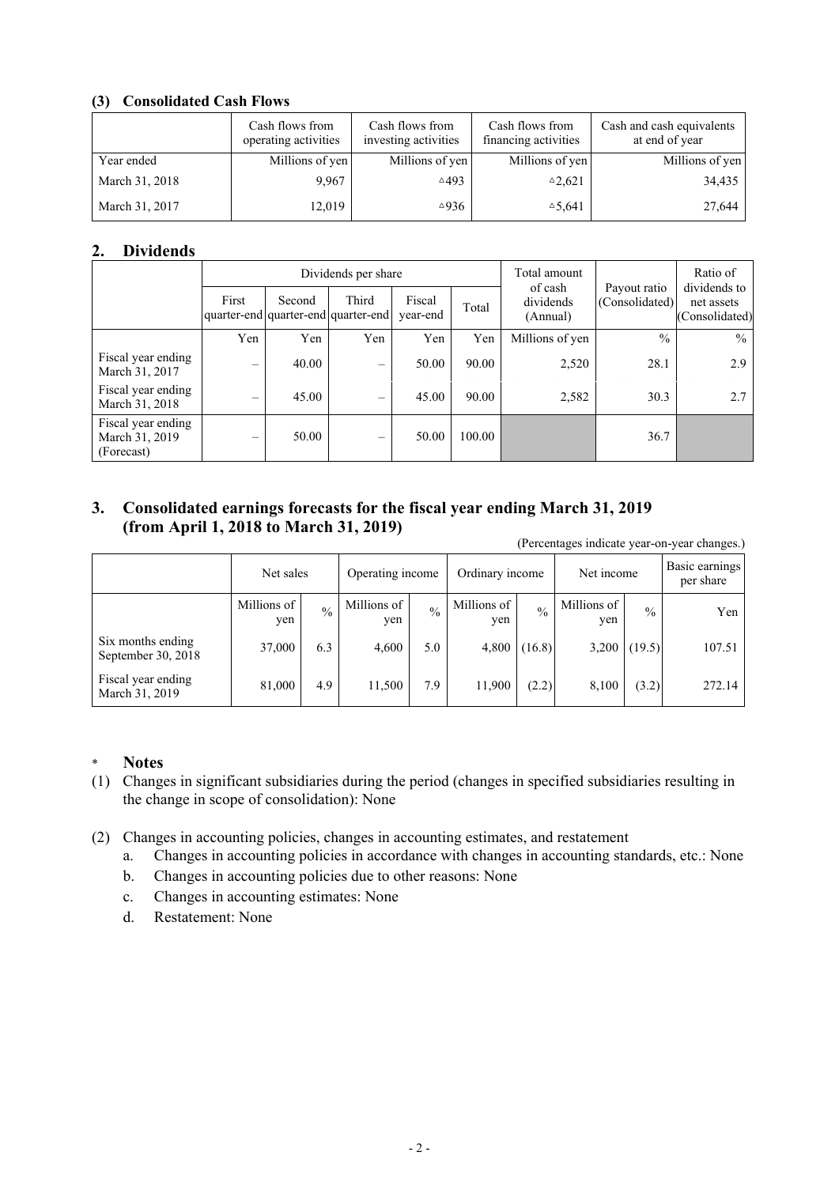### (3) Consolidated Cash Flows

| | Cash flows from operating activities | Cash flows from investing activities | Cash flows from financing activities | Cash and cash equivalents at end of year |
|---|---|---|---|---|
| Year ended | Millions of yen | Millions of yen | Millions of yen | Millions of yen |
| March 31, 2018 | 9,967 | △493 | △2,621 | 34,435 |
| March 31, 2017 | 12,019 | △936 | △5,641 | 27,644 |

## 2. Dividends

| | Dividends per share | | | | | Total amount of cash dividends (Annual) | Payout ratio (Consolidated) | Ratio of dividends to net assets (Consolidated) |
|---|---|---|---|---|---|---|---|---|
| | First quarter-end | Second quarter-end | Third quarter-end | Fiscal year-end | Total | | | |
| | Yen | Yen | Yen | Yen | Yen | Millions of yen | % | % |
| Fiscal year ending March 31, 2017 | – | 40.00 | – | 50.00 | 90.00 | 2,520 | 28.1 | 2.9 |
| Fiscal year ending March 31, 2018 | – | 45.00 | – | 45.00 | 90.00 | 2,582 | 30.3 | 2.7 |
| Fiscal year ending March 31, 2019 (Forecast) | – | 50.00 | – | 50.00 | 100.00 | | 36.7 | |

## 3. Consolidated earnings forecasts for the fiscal year ending March 31, 2019 (from April 1, 2018 to March 31, 2019)

(Percentages indicate year-on-year changes.)

| | Net sales | | Operating income | | Ordinary income | | Net income | | Basic earnings per share |
|---|---|---|---|---|---|---|---|---|---|
| | Millions of yen | % | Millions of yen | % | Millions of yen | % | Millions of yen | % | Yen |
| Six months ending September 30, 2018 | 37,000 | 6.3 | 4,600 | 5.0 | 4,800 | (16.8) | 3,200 | (19.5) | 107.51 |
| Fiscal year ending March 31, 2019 | 81,000 | 4.9 | 11,500 | 7.9 | 11,900 | (2.2) | 8,100 | (3.2) | 272.14 |

## * Notes

(1) Changes in significant subsidiaries during the period (changes in specified subsidiaries resulting in the change in scope of consolidation): None

(2) Changes in accounting policies, changes in accounting estimates, and restatement

a. Changes in accounting policies in accordance with changes in accounting standards, etc.: None

b. Changes in accounting policies due to other reasons: None

c. Changes in accounting estimates: None

d. Restatement: None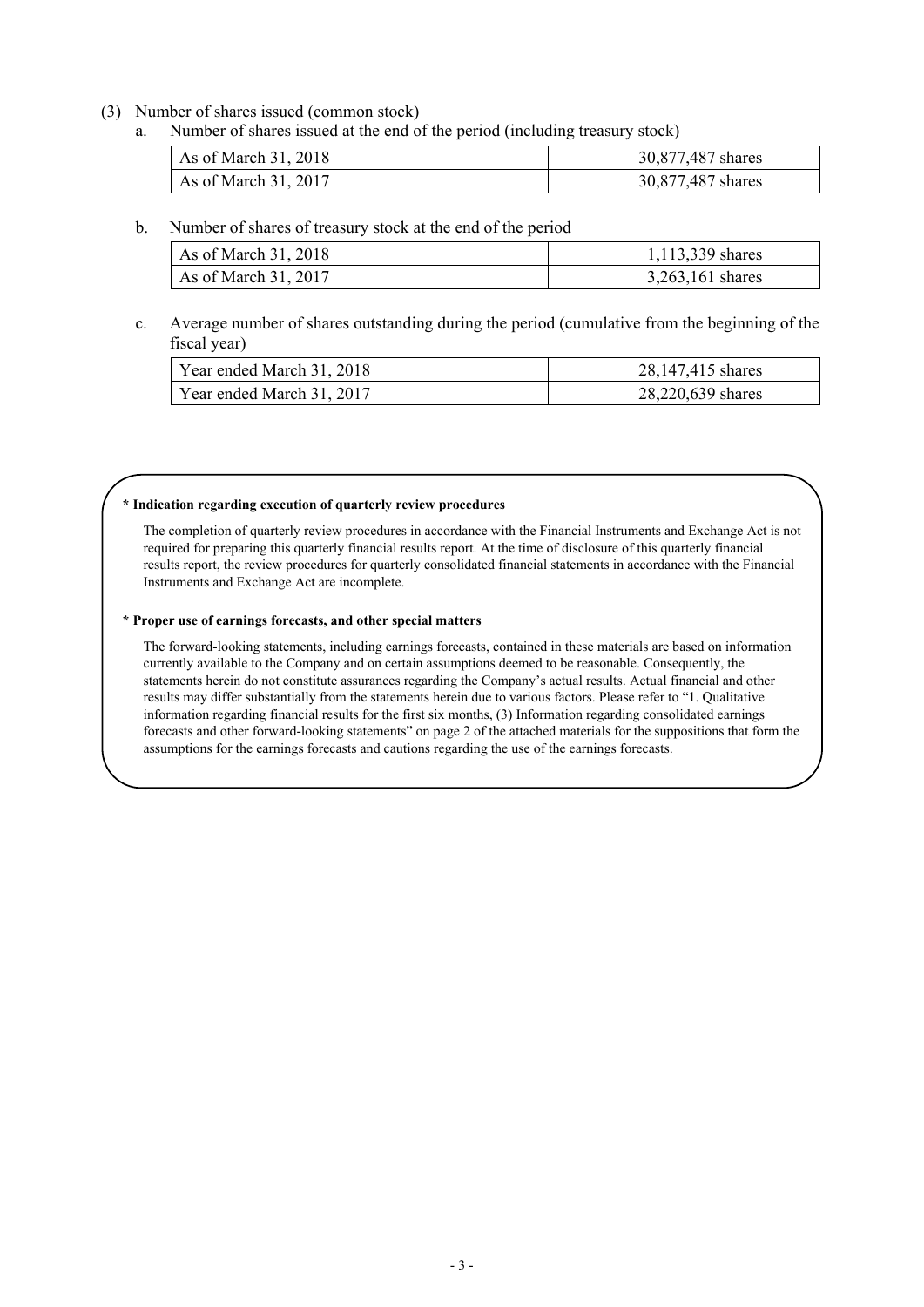(3) Number of shares issued (common stock)

a. Number of shares issued at the end of the period (including treasury stock)

| | |
|---|---|
| As of March 31, 2018 | 30,877,487 shares |
| As of March 31, 2017 | 30,877,487 shares |

b. Number of shares of treasury stock at the end of the period

| | |
|---|---|
| As of March 31, 2018 | 1,113,339 shares |
| As of March 31, 2017 | 3,263,161 shares |

c. Average number of shares outstanding during the period (cumulative from the beginning of the fiscal year)

| | |
|---|---|
| Year ended March 31, 2018 | 28,147,415 shares |
| Year ended March 31, 2017 | 28,220,639 shares |

**\* Indication regarding execution of quarterly review procedures**

The completion of quarterly review procedures in accordance with the Financial Instruments and Exchange Act is not required for preparing this quarterly financial results report. At the time of disclosure of this quarterly financial results report, the review procedures for quarterly consolidated financial statements in accordance with the Financial Instruments and Exchange Act are incomplete.

**\* Proper use of earnings forecasts, and other special matters**

The forward-looking statements, including earnings forecasts, contained in these materials are based on information currently available to the Company and on certain assumptions deemed to be reasonable. Consequently, the statements herein do not constitute assurances regarding the Company's actual results. Actual financial and other results may differ substantially from the statements herein due to various factors. Please refer to "1. Qualitative information regarding financial results for the first six months, (3) Information regarding consolidated earnings forecasts and other forward-looking statements" on page 2 of the attached materials for the suppositions that form the assumptions for the earnings forecasts and cautions regarding the use of the earnings forecasts.